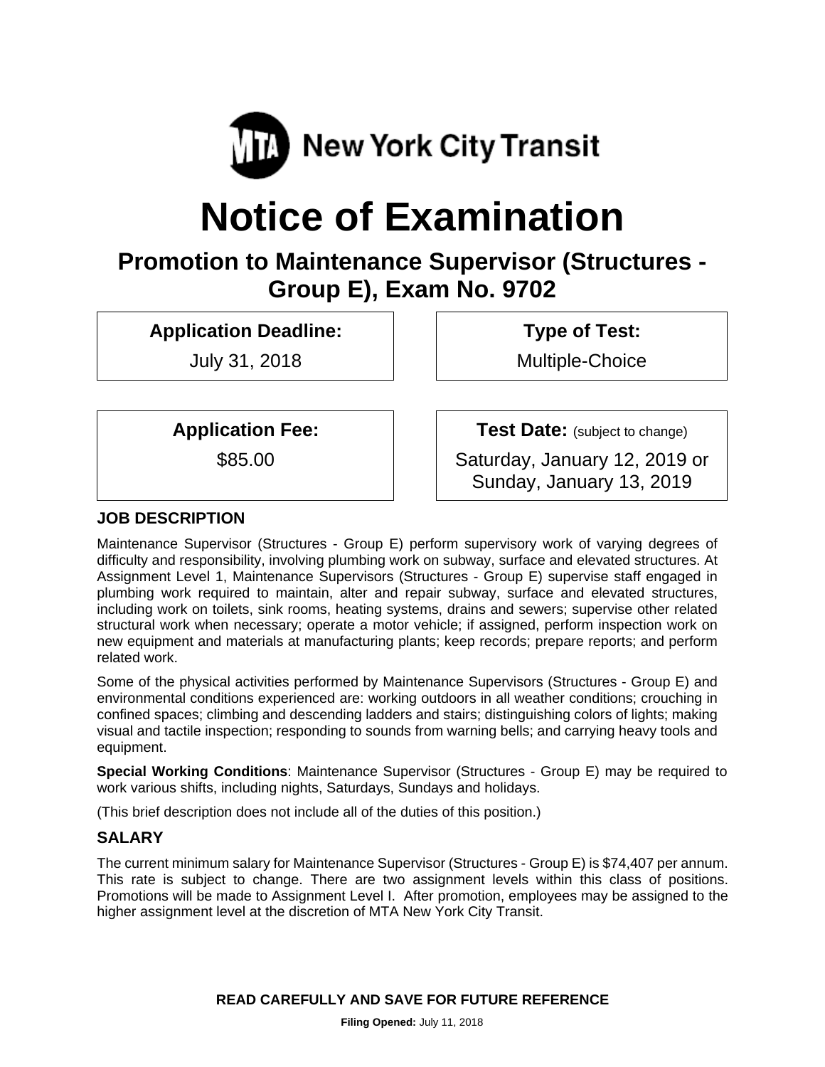New York City Transit

# Notice of Examination

## Promotion to Maintenance Supervisor (Structures - Group E), Exam No. 9702

| **Application Deadline:** | **Type of Test:** |
| --- | --- |
| July 31, 2018 | Multiple-Choice |

| **Application Fee:** | **Test Date:** (subject to change) |
| --- | --- |
| $85.00 | Saturday, January 12, 2019 or Sunday, January 13, 2019 |

### JOB DESCRIPTION

Maintenance Supervisor (Structures - Group E) perform supervisory work of varying degrees of difficulty and responsibility, involving plumbing work on subway, surface and elevated structures. At Assignment Level 1, Maintenance Supervisors (Structures - Group E) supervise staff engaged in plumbing work required to maintain, alter and repair subway, surface and elevated structures, including work on toilets, sink rooms, heating systems, drains and sewers; supervise other related structural work when necessary; operate a motor vehicle; if assigned, perform inspection work on new equipment and materials at manufacturing plants; keep records; prepare reports; and perform related work.

Some of the physical activities performed by Maintenance Supervisors (Structures - Group E) and environmental conditions experienced are: working outdoors in all weather conditions; crouching in confined spaces; climbing and descending ladders and stairs; distinguishing colors of lights; making visual and tactile inspection; responding to sounds from warning bells; and carrying heavy tools and equipment.

**Special Working Conditions**: Maintenance Supervisor (Structures - Group E) may be required to work various shifts, including nights, Saturdays, Sundays and holidays.

(This brief description does not include all of the duties of this position.)

### SALARY

The current minimum salary for Maintenance Supervisor (Structures - Group E) is $74,407 per annum. This rate is subject to change. There are two assignment levels within this class of positions. Promotions will be made to Assignment Level I. After promotion, employees may be assigned to the higher assignment level at the discretion of MTA New York City Transit.

**READ CAREFULLY AND SAVE FOR FUTURE REFERENCE**

**Filing Opened:** July 11, 2018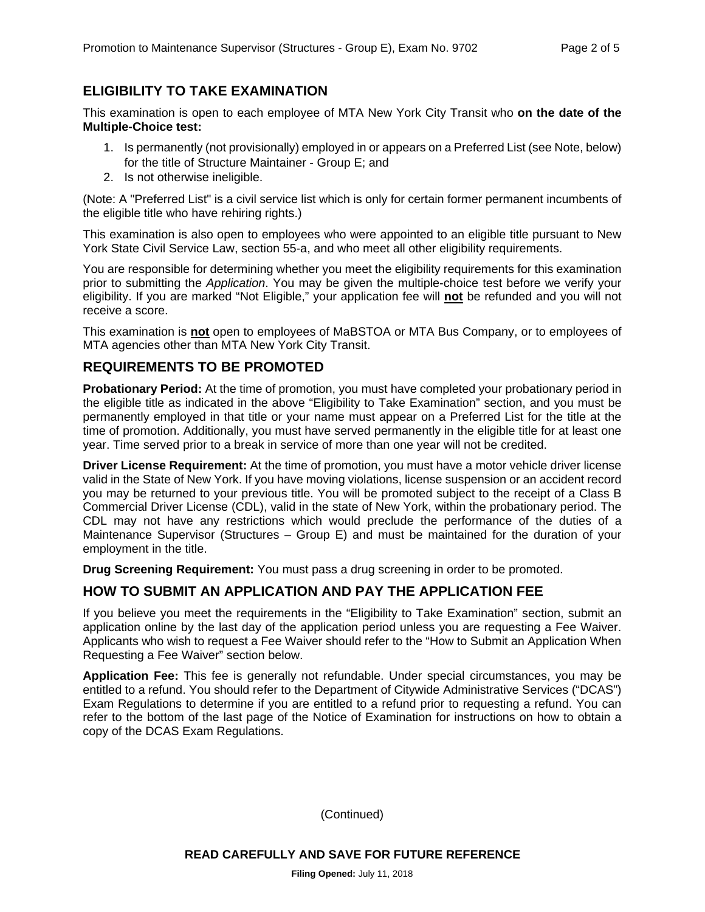## ELIGIBILITY TO TAKE EXAMINATION

This examination is open to each employee of MTA New York City Transit who **on the date of the Multiple-Choice test:**

1. Is permanently (not provisionally) employed in or appears on a Preferred List (see Note, below) for the title of Structure Maintainer - Group E; and
2. Is not otherwise ineligible.

(Note: A "Preferred List" is a civil service list which is only for certain former permanent incumbents of the eligible title who have rehiring rights.)

This examination is also open to employees who were appointed to an eligible title pursuant to New York State Civil Service Law, section 55-a, and who meet all other eligibility requirements.

You are responsible for determining whether you meet the eligibility requirements for this examination prior to submitting the *Application*. You may be given the multiple-choice test before we verify your eligibility. If you are marked "Not Eligible," your application fee will **not** be refunded and you will not receive a score.

This examination is **not** open to employees of MaBSTOA or MTA Bus Company, or to employees of MTA agencies other than MTA New York City Transit.

## REQUIREMENTS TO BE PROMOTED

**Probationary Period:** At the time of promotion, you must have completed your probationary period in the eligible title as indicated in the above "Eligibility to Take Examination" section, and you must be permanently employed in that title or your name must appear on a Preferred List for the title at the time of promotion. Additionally, you must have served permanently in the eligible title for at least one year. Time served prior to a break in service of more than one year will not be credited.

**Driver License Requirement:** At the time of promotion, you must have a motor vehicle driver license valid in the State of New York. If you have moving violations, license suspension or an accident record you may be returned to your previous title. You will be promoted subject to the receipt of a Class B Commercial Driver License (CDL), valid in the state of New York, within the probationary period. The CDL may not have any restrictions which would preclude the performance of the duties of a Maintenance Supervisor (Structures – Group E) and must be maintained for the duration of your employment in the title.

**Drug Screening Requirement:** You must pass a drug screening in order to be promoted.

## HOW TO SUBMIT AN APPLICATION AND PAY THE APPLICATION FEE

If you believe you meet the requirements in the "Eligibility to Take Examination" section, submit an application online by the last day of the application period unless you are requesting a Fee Waiver. Applicants who wish to request a Fee Waiver should refer to the "How to Submit an Application When Requesting a Fee Waiver" section below.

**Application Fee:** This fee is generally not refundable. Under special circumstances, you may be entitled to a refund. You should refer to the Department of Citywide Administrative Services ("DCAS") Exam Regulations to determine if you are entitled to a refund prior to requesting a refund. You can refer to the bottom of the last page of the Notice of Examination for instructions on how to obtain a copy of the DCAS Exam Regulations.

(Continued)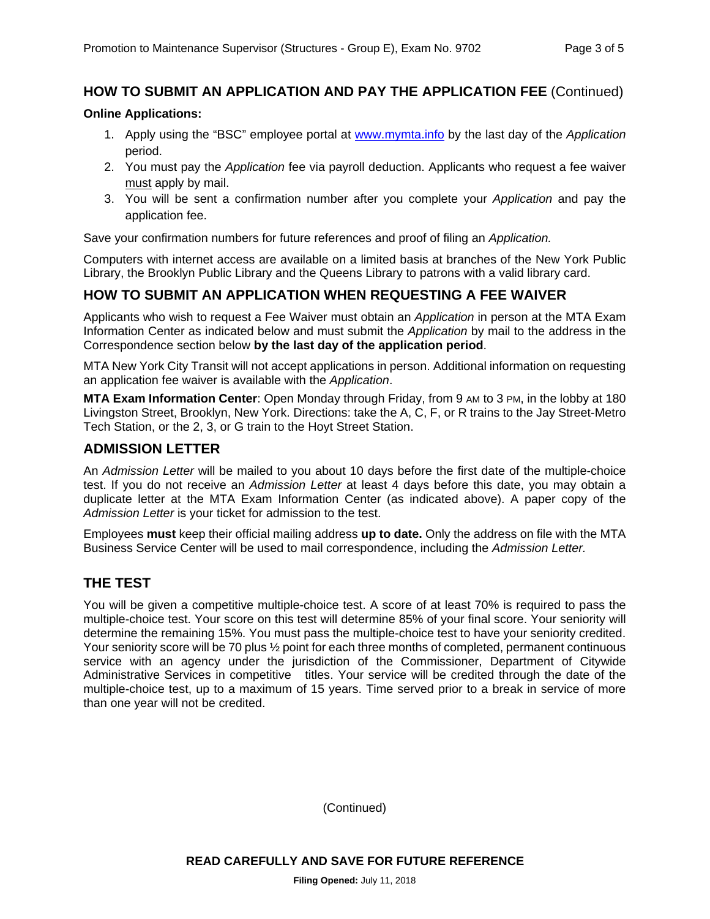## HOW TO SUBMIT AN APPLICATION AND PAY THE APPLICATION FEE (Continued)

**Online Applications:**

1. Apply using the "BSC" employee portal at www.mymta.info by the last day of the *Application* period.
2. You must pay the *Application* fee via payroll deduction. Applicants who request a fee waiver must apply by mail.
3. You will be sent a confirmation number after you complete your *Application* and pay the application fee.

Save your confirmation numbers for future references and proof of filing an *Application.*

Computers with internet access are available on a limited basis at branches of the New York Public Library, the Brooklyn Public Library and the Queens Library to patrons with a valid library card.

## HOW TO SUBMIT AN APPLICATION WHEN REQUESTING A FEE WAIVER

Applicants who wish to request a Fee Waiver must obtain an *Application* in person at the MTA Exam Information Center as indicated below and must submit the *Application* by mail to the address in the Correspondence section below **by the last day of the application period**.

MTA New York City Transit will not accept applications in person. Additional information on requesting an application fee waiver is available with the *Application*.

**MTA Exam Information Center**: Open Monday through Friday, from 9 AM to 3 PM, in the lobby at 180 Livingston Street, Brooklyn, New York. Directions: take the A, C, F, or R trains to the Jay Street-Metro Tech Station, or the 2, 3, or G train to the Hoyt Street Station.

## ADMISSION LETTER

An *Admission Letter* will be mailed to you about 10 days before the first date of the multiple-choice test. If you do not receive an *Admission Letter* at least 4 days before this date, you may obtain a duplicate letter at the MTA Exam Information Center (as indicated above). A paper copy of the *Admission Letter* is your ticket for admission to the test.

Employees **must** keep their official mailing address **up to date.** Only the address on file with the MTA Business Service Center will be used to mail correspondence, including the *Admission Letter.*

## THE TEST

You will be given a competitive multiple-choice test. A score of at least 70% is required to pass the multiple-choice test. Your score on this test will determine 85% of your final score. Your seniority will determine the remaining 15%. You must pass the multiple-choice test to have your seniority credited. Your seniority score will be 70 plus ½ point for each three months of completed, permanent continuous service with an agency under the jurisdiction of the Commissioner, Department of Citywide Administrative Services in competitive titles. Your service will be credited through the date of the multiple-choice test, up to a maximum of 15 years. Time served prior to a break in service of more than one year will not be credited.

(Continued)

**READ CAREFULLY AND SAVE FOR FUTURE REFERENCE**

**Filing Opened:** July 11, 2018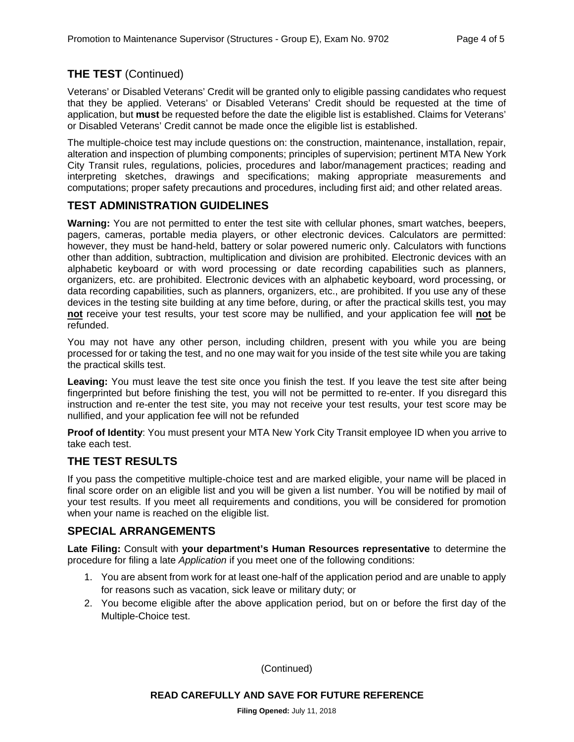## THE TEST (Continued)

Veterans' or Disabled Veterans' Credit will be granted only to eligible passing candidates who request that they be applied. Veterans' or Disabled Veterans' Credit should be requested at the time of application, but **must** be requested before the date the eligible list is established. Claims for Veterans' or Disabled Veterans' Credit cannot be made once the eligible list is established.

The multiple-choice test may include questions on: the construction, maintenance, installation, repair, alteration and inspection of plumbing components; principles of supervision; pertinent MTA New York City Transit rules, regulations, policies, procedures and labor/management practices; reading and interpreting sketches, drawings and specifications; making appropriate measurements and computations; proper safety precautions and procedures, including first aid; and other related areas.

## TEST ADMINISTRATION GUIDELINES

**Warning:** You are not permitted to enter the test site with cellular phones, smart watches, beepers, pagers, cameras, portable media players, or other electronic devices. Calculators are permitted: however, they must be hand-held, battery or solar powered numeric only. Calculators with functions other than addition, subtraction, multiplication and division are prohibited. Electronic devices with an alphabetic keyboard or with word processing or date recording capabilities such as planners, organizers, etc. are prohibited. Electronic devices with an alphabetic keyboard, word processing, or data recording capabilities, such as planners, organizers, etc., are prohibited. If you use any of these devices in the testing site building at any time before, during, or after the practical skills test, you may **not** receive your test results, your test score may be nullified, and your application fee will **not** be refunded.

You may not have any other person, including children, present with you while you are being processed for or taking the test, and no one may wait for you inside of the test site while you are taking the practical skills test.

**Leaving:** You must leave the test site once you finish the test. If you leave the test site after being fingerprinted but before finishing the test, you will not be permitted to re-enter. If you disregard this instruction and re-enter the test site, you may not receive your test results, your test score may be nullified, and your application fee will not be refunded

**Proof of Identity**: You must present your MTA New York City Transit employee ID when you arrive to take each test.

## THE TEST RESULTS

If you pass the competitive multiple-choice test and are marked eligible, your name will be placed in final score order on an eligible list and you will be given a list number. You will be notified by mail of your test results. If you meet all requirements and conditions, you will be considered for promotion when your name is reached on the eligible list.

## SPECIAL ARRANGEMENTS

**Late Filing:** Consult with **your department's Human Resources representative** to determine the procedure for filing a late *Application* if you meet one of the following conditions:

1. You are absent from work for at least one-half of the application period and are unable to apply for reasons such as vacation, sick leave or military duty; or
2. You become eligible after the above application period, but on or before the first day of the Multiple-Choice test.

(Continued)

**READ CAREFULLY AND SAVE FOR FUTURE REFERENCE**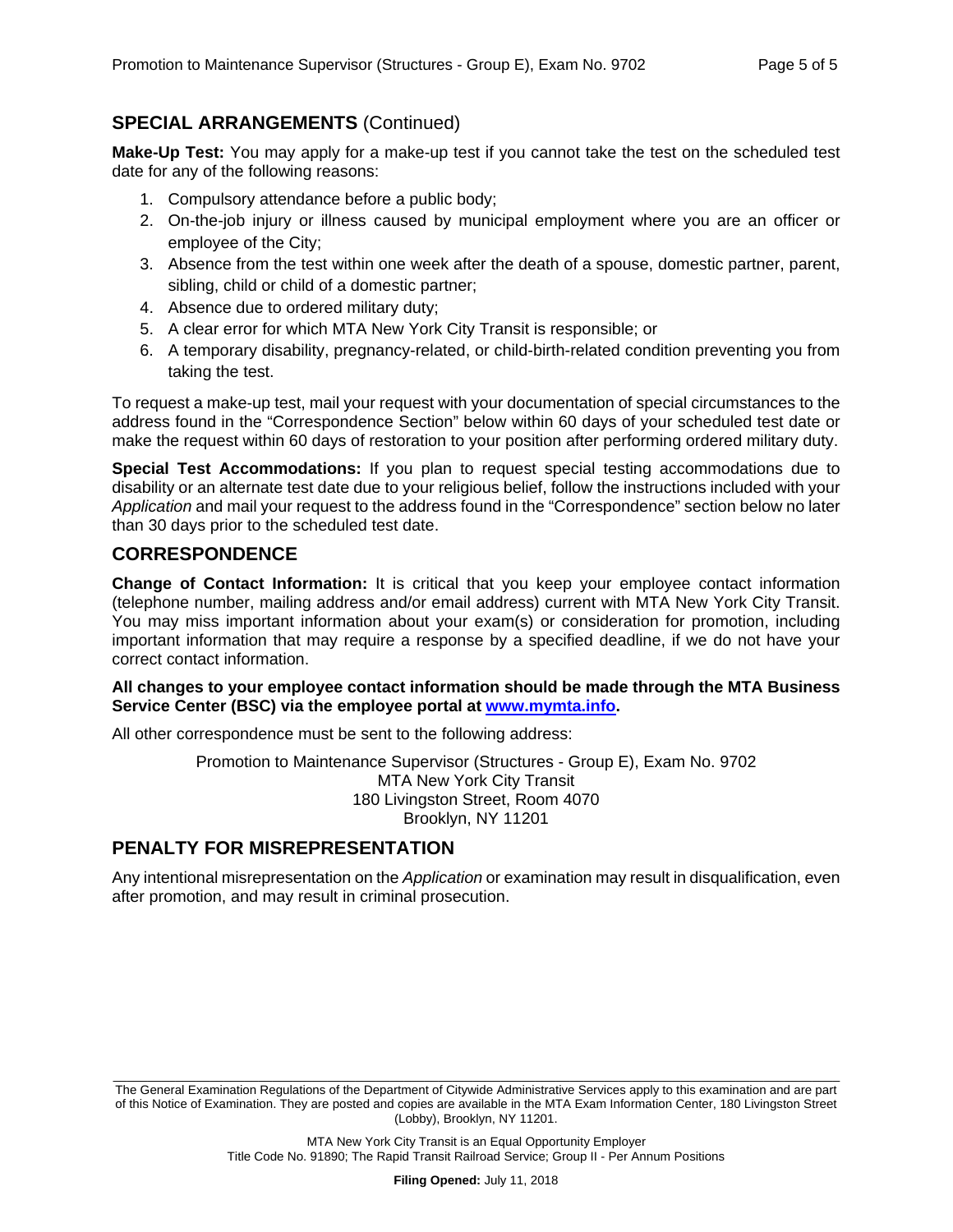## SPECIAL ARRANGEMENTS (Continued)

**Make-Up Test:** You may apply for a make-up test if you cannot take the test on the scheduled test date for any of the following reasons:

1. Compulsory attendance before a public body;
2. On-the-job injury or illness caused by municipal employment where you are an officer or employee of the City;
3. Absence from the test within one week after the death of a spouse, domestic partner, parent, sibling, child or child of a domestic partner;
4. Absence due to ordered military duty;
5. A clear error for which MTA New York City Transit is responsible; or
6. A temporary disability, pregnancy-related, or child-birth-related condition preventing you from taking the test.

To request a make-up test, mail your request with your documentation of special circumstances to the address found in the "Correspondence Section" below within 60 days of your scheduled test date or make the request within 60 days of restoration to your position after performing ordered military duty.

**Special Test Accommodations:** If you plan to request special testing accommodations due to disability or an alternate test date due to your religious belief, follow the instructions included with your *Application* and mail your request to the address found in the "Correspondence" section below no later than 30 days prior to the scheduled test date.

## CORRESPONDENCE

**Change of Contact Information:** It is critical that you keep your employee contact information (telephone number, mailing address and/or email address) current with MTA New York City Transit. You may miss important information about your exam(s) or consideration for promotion, including important information that may require a response by a specified deadline, if we do not have your correct contact information.

**All changes to your employee contact information should be made through the MTA Business Service Center (BSC) via the employee portal at www.mymta.info.**

All other correspondence must be sent to the following address:

Promotion to Maintenance Supervisor (Structures - Group E), Exam No. 9702
MTA New York City Transit
180 Livingston Street, Room 4070
Brooklyn, NY 11201

## PENALTY FOR MISREPRESENTATION

Any intentional misrepresentation on the *Application* or examination may result in disqualification, even after promotion, and may result in criminal prosecution.

---

The General Examination Regulations of the Department of Citywide Administrative Services apply to this examination and are part of this Notice of Examination. They are posted and copies are available in the MTA Exam Information Center, 180 Livingston Street (Lobby), Brooklyn, NY 11201.

MTA New York City Transit is an Equal Opportunity Employer
Title Code No. 91890; The Rapid Transit Railroad Service; Group II - Per Annum Positions

**Filing Opened:** July 11, 2018